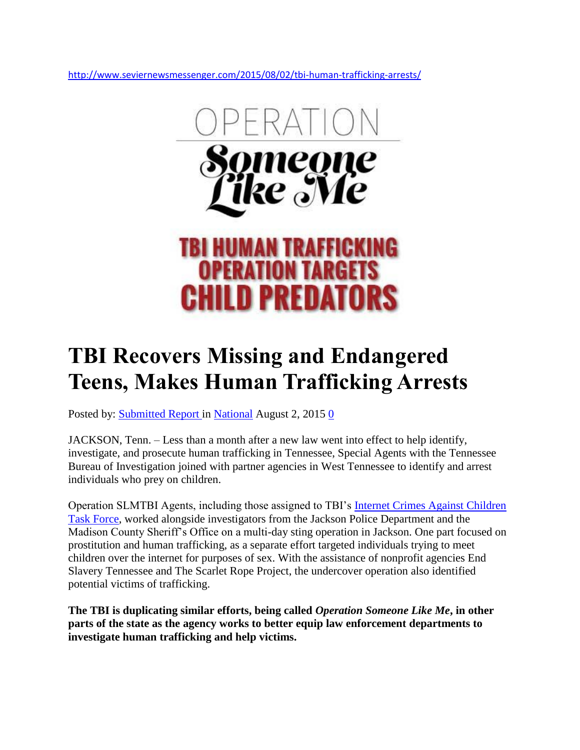http://www.seviernewsmessenger.com/2015/08/02/tbi-human-trafficking-arrests/

OPERATION

Someone Like Me

TBI HUMAN TRAFFICKING OPERATION TARGETS CHILD PREDATORS

# TBI Recovers Missing and Endangered Teens, Makes Human Trafficking Arrests

Posted by: Submitted Report in National August 2, 2015 0

JACKSON, Tenn. – Less than a month after a new law went into effect to help identify, investigate, and prosecute human trafficking in Tennessee, Special Agents with the Tennessee Bureau of Investigation joined with partner agencies in West Tennessee to identify and arrest individuals who prey on children.

Operation SLMTBI Agents, including those assigned to TBI's Internet Crimes Against Children Task Force, worked alongside investigators from the Jackson Police Department and the Madison County Sheriff's Office on a multi-day sting operation in Jackson. One part focused on prostitution and human trafficking, as a separate effort targeted individuals trying to meet children over the internet for purposes of sex. With the assistance of nonprofit agencies End Slavery Tennessee and The Scarlet Rope Project, the undercover operation also identified potential victims of trafficking.

**The TBI is duplicating similar efforts, being called *Operation Someone Like Me*, in other parts of the state as the agency works to better equip law enforcement departments to investigate human trafficking and help victims.**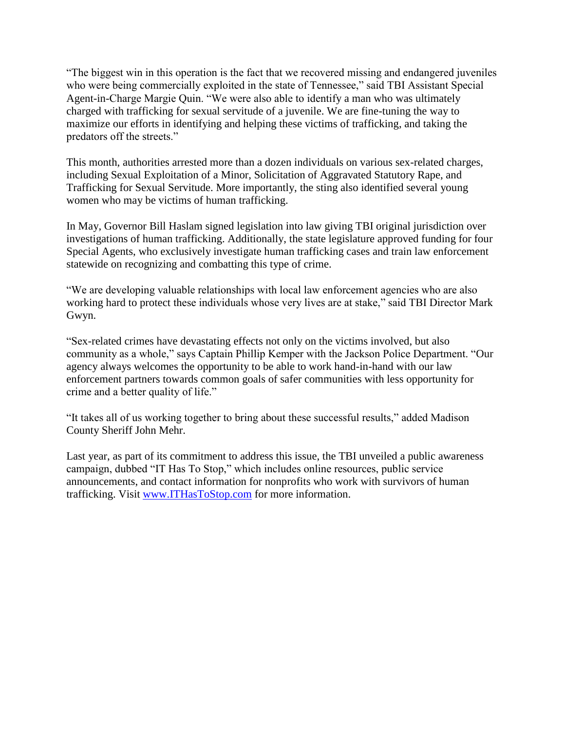"The biggest win in this operation is the fact that we recovered missing and endangered juveniles who were being commercially exploited in the state of Tennessee," said TBI Assistant Special Agent-in-Charge Margie Quin. "We were also able to identify a man who was ultimately charged with trafficking for sexual servitude of a juvenile. We are fine-tuning the way to maximize our efforts in identifying and helping these victims of trafficking, and taking the predators off the streets."

This month, authorities arrested more than a dozen individuals on various sex-related charges, including Sexual Exploitation of a Minor, Solicitation of Aggravated Statutory Rape, and Trafficking for Sexual Servitude. More importantly, the sting also identified several young women who may be victims of human trafficking.

In May, Governor Bill Haslam signed legislation into law giving TBI original jurisdiction over investigations of human trafficking. Additionally, the state legislature approved funding for four Special Agents, who exclusively investigate human trafficking cases and train law enforcement statewide on recognizing and combatting this type of crime.

"We are developing valuable relationships with local law enforcement agencies who are also working hard to protect these individuals whose very lives are at stake," said TBI Director Mark Gwyn.

"Sex-related crimes have devastating effects not only on the victims involved, but also community as a whole," says Captain Phillip Kemper with the Jackson Police Department. "Our agency always welcomes the opportunity to be able to work hand-in-hand with our law enforcement partners towards common goals of safer communities with less opportunity for crime and a better quality of life."

"It takes all of us working together to bring about these successful results," added Madison County Sheriff John Mehr.

Last year, as part of its commitment to address this issue, the TBI unveiled a public awareness campaign, dubbed "IT Has To Stop," which includes online resources, public service announcements, and contact information for nonprofits who work with survivors of human trafficking. Visit www.ITHasToStop.com for more information.